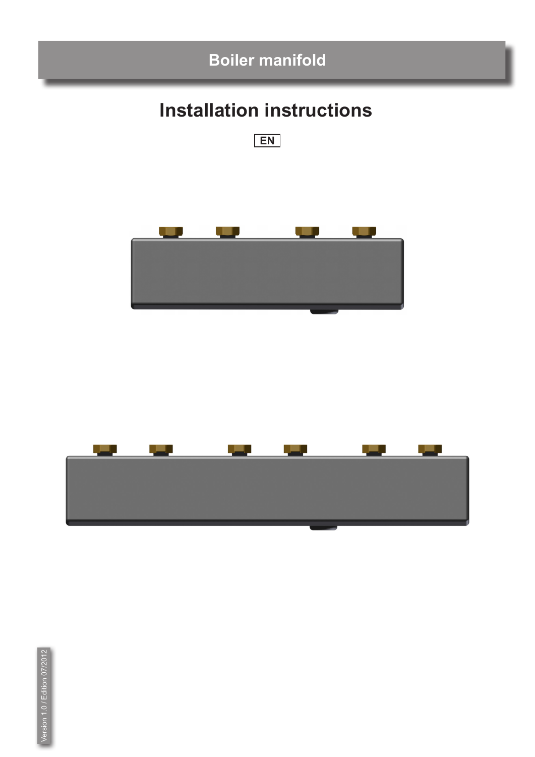# Boiler manifold

## Installation instructions

EN

Version 1.0 / Edition 07/2012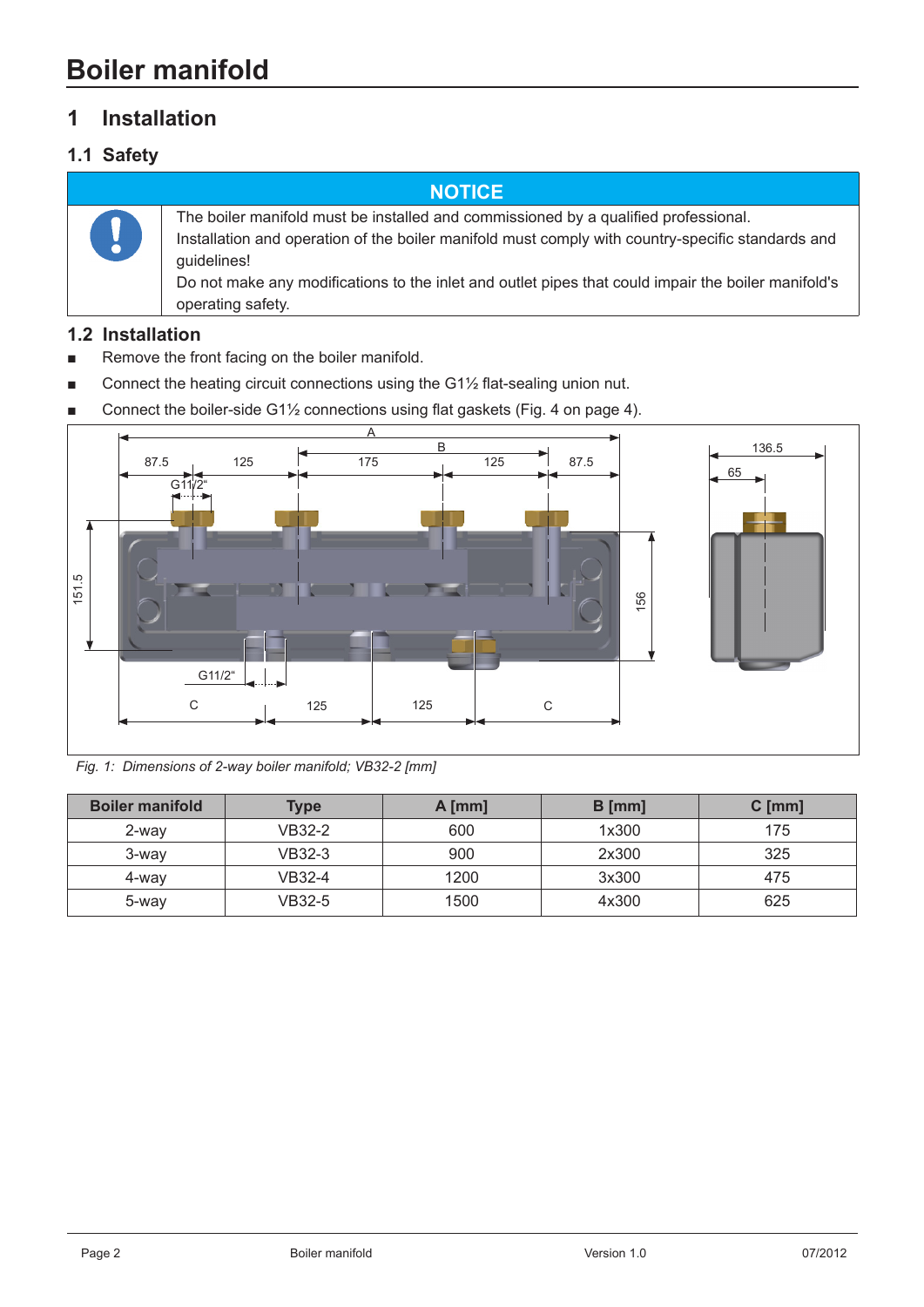# Boiler manifold

## 1 Installation

### 1.1 Safety

**NOTICE**

The boiler manifold must be installed and commissioned by a qualified professional.
Installation and operation of the boiler manifold must comply with country-specific standards and guidelines!
Do not make any modifications to the inlet and outlet pipes that could impair the boiler manifold's operating safety.

### 1.2 Installation

- Remove the front facing on the boiler manifold.
- Connect the heating circuit connections using the G1½ flat-sealing union nut.
- Connect the boiler-side G1½ connections using flat gaskets (Fig. 4 on page 4).

*Fig. 1: Dimensions of 2-way boiler manifold; VB32-2 [mm]*

| Boiler manifold | Type | A [mm] | B [mm] | C [mm] |
|---|---|---|---|---|
| 2-way | VB32-2 | 600 | 1x300 | 175 |
| 3-way | VB32-3 | 900 | 2x300 | 325 |
| 4-way | VB32-4 | 1200 | 3x300 | 475 |
| 5-way | VB32-5 | 1500 | 4x300 | 625 |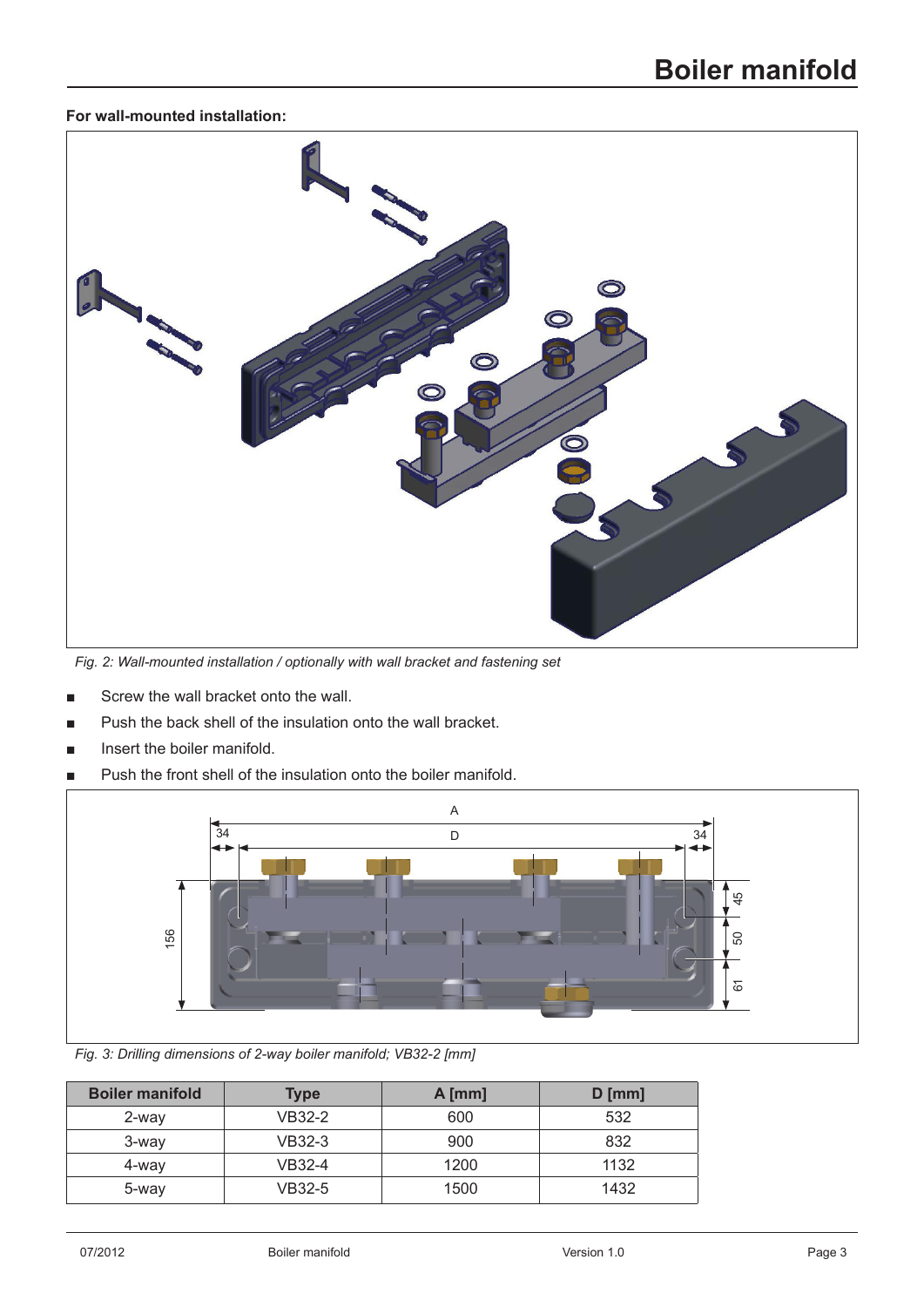## For wall-mounted installation:

*Fig. 2: Wall-mounted installation / optionally with wall bracket and fastening set*

- Screw the wall bracket onto the wall.
- Push the back shell of the insulation onto the wall bracket.
- Insert the boiler manifold.
- Push the front shell of the insulation onto the boiler manifold.

*Fig. 3: Drilling dimensions of 2-way boiler manifold; VB32-2 [mm]*

| Boiler manifold | Type | A [mm] | D [mm] |
|---|---|---|---|
| 2-way | VB32-2 | 600 | 532 |
| 3-way | VB32-3 | 900 | 832 |
| 4-way | VB32-4 | 1200 | 1132 |
| 5-way | VB32-5 | 1500 | 1432 |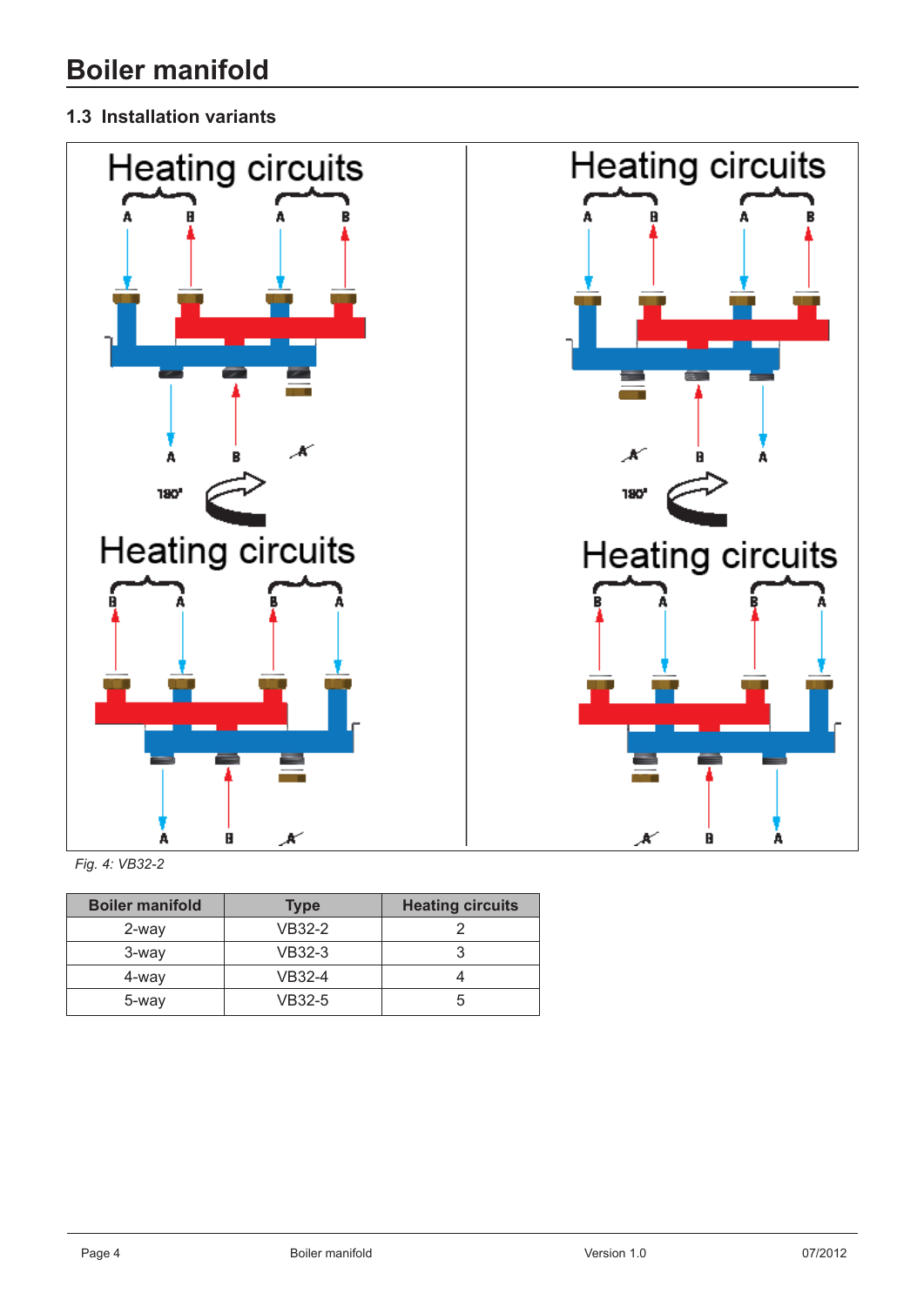# Boiler manifold

## 1.3 Installation variants

Heating circuits

A B A B

A B

180°

Heating circuits

B A B A

A B

Heating circuits

A B A B

B A

180°

Heating circuits

B A B A

B A

*Fig. 4: VB32-2*

| Boiler manifold | Type | Heating circuits |
|---|---|---|
| 2-way | VB32-2 | 2 |
| 3-way | VB32-3 | 3 |
| 4-way | VB32-4 | 4 |
| 5-way | VB32-5 | 5 |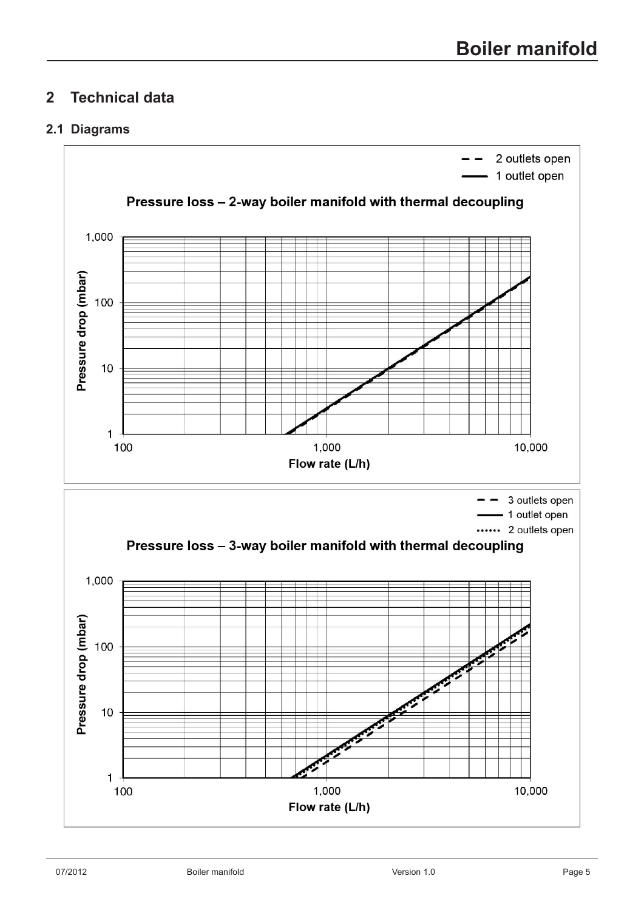## 2 Technical data

### 2.1 Diagrams

**Pressure loss – 2-way boiler manifold with thermal decoupling**

Legend: – – 2 outlets open; —— 1 outlet open

Pressure drop (mbar): 1, 10, 100, 1,000

Flow rate (L/h): 100, 1,000, 10,000

**Pressure loss – 3-way boiler manifold with thermal decoupling**

Legend: – – 3 outlets open; —— 1 outlet open; ······ 2 outlets open

Pressure drop (mbar): 1, 10, 100, 1,000

Flow rate (L/h): 100, 1,000, 10,000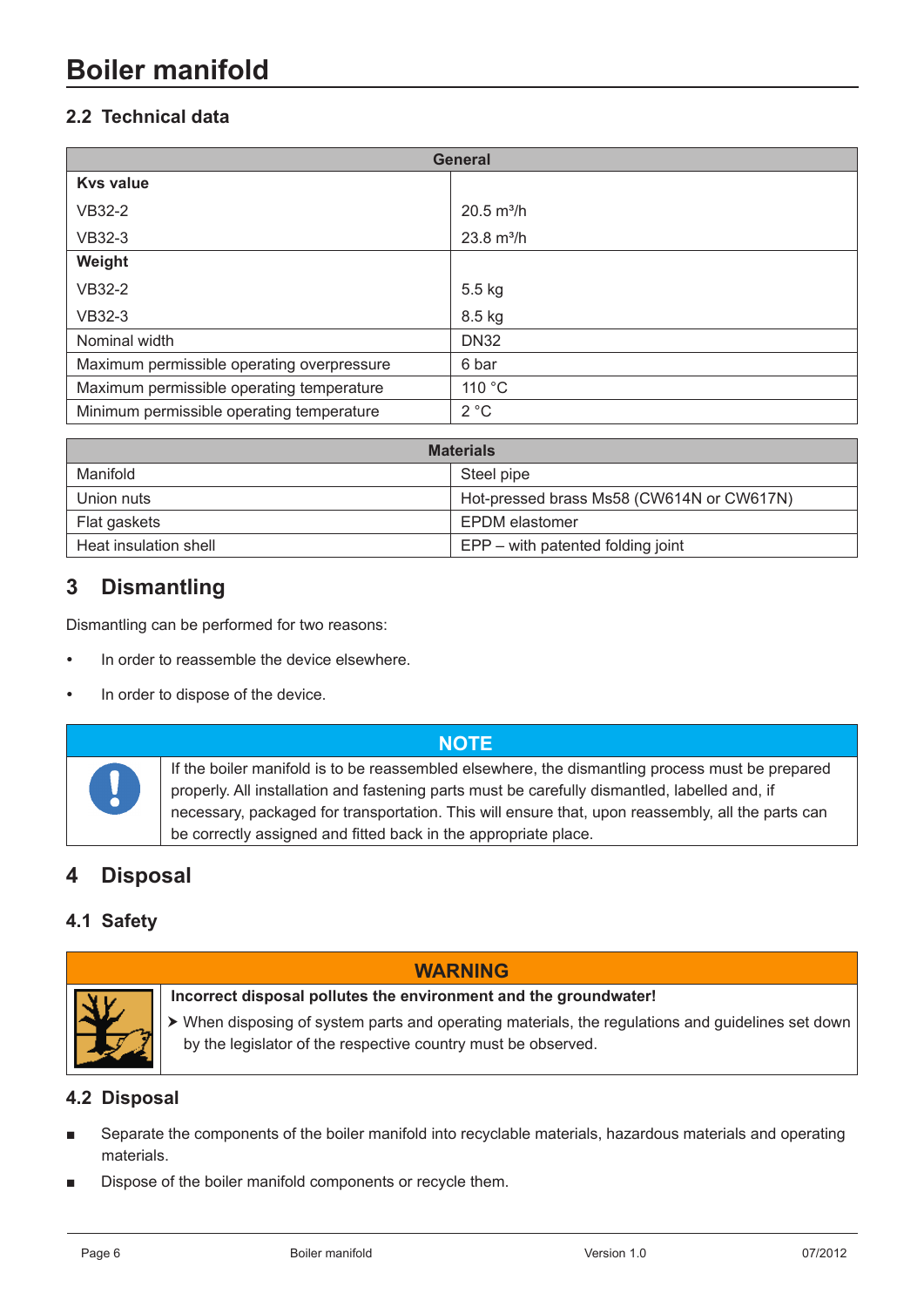# Boiler manifold

## 2.2 Technical data

| General | |
|---|---|
| **Kvs value** | |
| VB32-2 | 20.5 m³/h |
| VB32-3 | 23.8 m³/h |
| **Weight** | |
| VB32-2 | 5.5 kg |
| VB32-3 | 8.5 kg |
| Nominal width | DN32 |
| Maximum permissible operating overpressure | 6 bar |
| Maximum permissible operating temperature | 110 °C |
| Minimum permissible operating temperature | 2 °C |

| Materials | |
|---|---|
| Manifold | Steel pipe |
| Union nuts | Hot-pressed brass Ms58 (CW614N or CW617N) |
| Flat gaskets | EPDM elastomer |
| Heat insulation shell | EPP – with patented folding joint |

# 3 Dismantling

Dismantling can be performed for two reasons:

- In order to reassemble the device elsewhere.
- In order to dispose of the device.

**NOTE**

If the boiler manifold is to be reassembled elsewhere, the dismantling process must be prepared properly. All installation and fastening parts must be carefully dismantled, labelled and, if necessary, packaged for transportation. This will ensure that, upon reassembly, all the parts can be correctly assigned and fitted back in the appropriate place.

# 4 Disposal

## 4.1 Safety

**WARNING**

**Incorrect disposal pollutes the environment and the groundwater!**

➤ When disposing of system parts and operating materials, the regulations and guidelines set down by the legislator of the respective country must be observed.

## 4.2 Disposal

- Separate the components of the boiler manifold into recyclable materials, hazardous materials and operating materials.
- Dispose of the boiler manifold components or recycle them.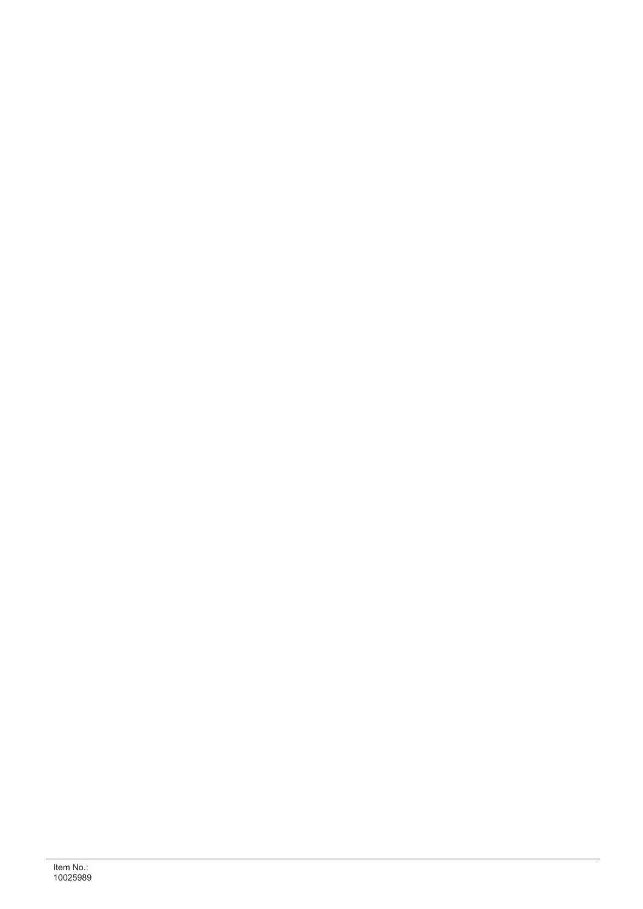Item No.:
10025989